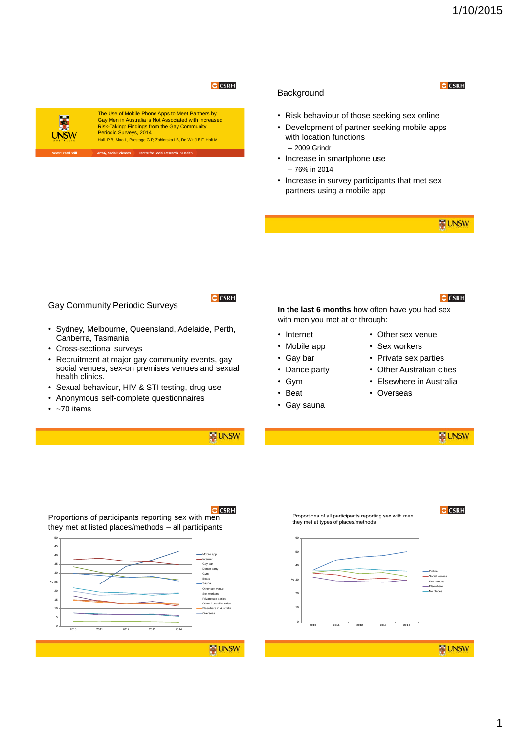# The Use of Mobile Phone Apps to Meet Partners by Gay Men in Australia is Not Associated with Increased Risk-Taking: Findings from the Gay Community Periodic Surveys, 2014

Hull, P B, Mao L, Prestage G P, Zablotska I B, De Wit J B F, Holt M

Never Stand Still | Arts & Social Sciences | Centre for Social Research in Health

## Background

- Risk behaviour of those seeking sex online
- Development of partner seeking mobile apps with location functions
  - 2009 Grindr
- Increase in smartphone use
  - 76% in 2014
- Increase in survey participants that met sex partners using a mobile app

## Gay Community Periodic Surveys

- Sydney, Melbourne, Queensland, Adelaide, Perth, Canberra, Tasmania
- Cross-sectional surveys
- Recruitment at major gay community events, gay social venues, sex-on premises venues and sexual health clinics.
- Sexual behaviour, HIV & STI testing, drug use
- Anonymous self-complete questionnaires
- ~70 items

## In the last 6 months how often have you had sex with men you met at or through:

- Internet
- Mobile app
- Gay bar
- Dance party
- Gym
- Beat
- Gay sauna
- Other sex venue
- Sex workers
- Private sex parties
- Other Australian cities
- Elsewhere in Australia
- Overseas

## Proportions of participants reporting sex with men they met at listed places/methods – all participants

Legend: Mobile app, Internet, Gay bar, Dance party, Gym, Beats, Sauna, Other sex venue, Sex workers, Private sex parties, Other Australian cities, Elsewhere in Australia, Overseas

## Proportions of all participants reporting sex with men they met at types of places/methods

Legend: Online, Social venues, Sex venues, Elsewhere, No places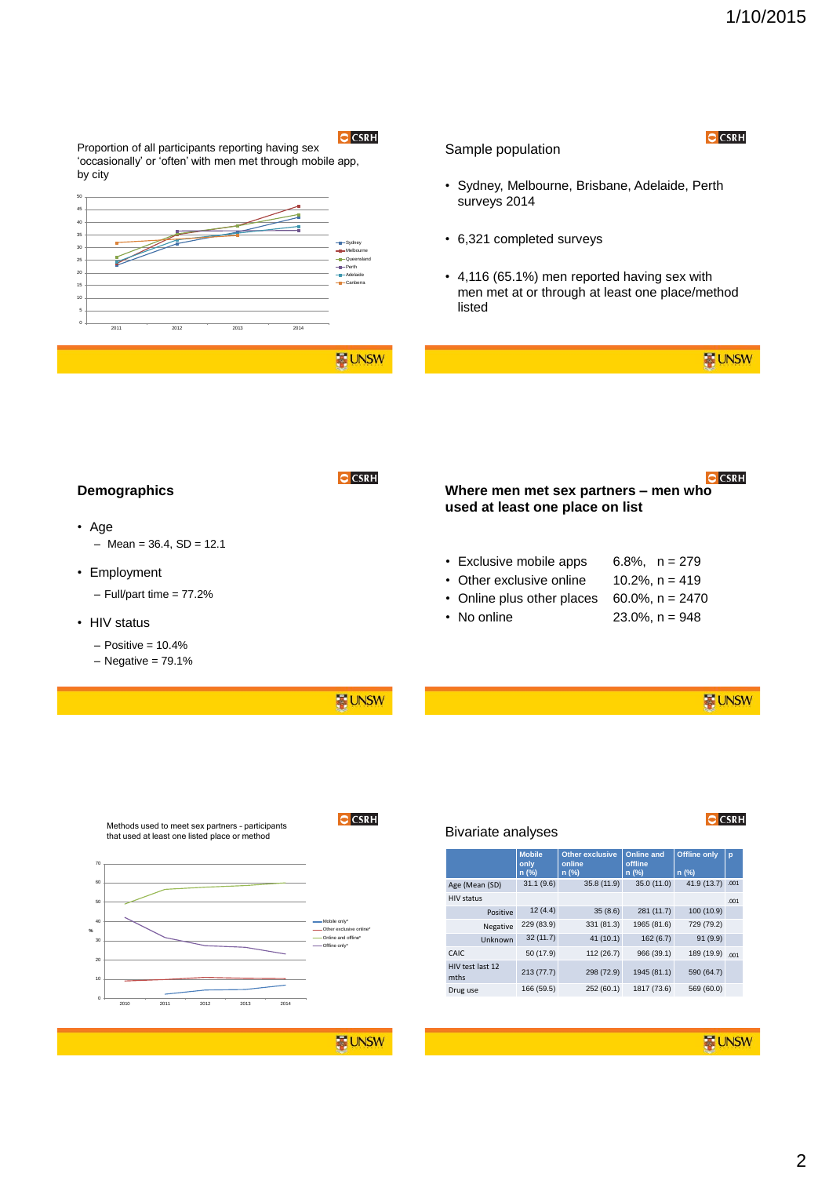Proportion of all participants reporting having sex 'occasionally' or 'often' with men met through mobile app, by city

## Sample population

- Sydney, Melbourne, Brisbane, Adelaide, Perth surveys 2014
- 6,321 completed surveys
- 4,116 (65.1%) men reported having sex with men met at or through at least one place/method listed

## Demographics

- Age
  - Mean = 36.4, SD = 12.1
- Employment
  - Full/part time = 77.2%
- HIV status
  - Positive = 10.4%
  - Negative = 79.1%

## Where men met sex partners – men who used at least one place on list

- Exclusive mobile apps 6.8%, n = 279
- Other exclusive online 10.2%, n = 419
- Online plus other places 60.0%, n = 2470
- No online 23.0%, n = 948

Methods used to meet sex partners - participants that used at least one listed place or method

## Bivariate analyses

| | Mobile only n (%) | Other exclusive online n (%) | Online and offline n (%) | Offline only n (%) | p |
|---|---|---|---|---|---|
| Age (Mean (SD) | 31.1 (9.6) | 35.8 (11.9) | 35.0 (11.0) | 41.9 (13.7) | .001 |
| HIV status | | | | | .001 |
| Positive | 12 (4.4) | 35 (8.6) | 281 (11.7) | 100 (10.9) | |
| Negative | 229 (83.9) | 331 (81.3) | 1965 (81.6) | 729 (79.2) | |
| Unknown | 32 (11.7) | 41 (10.1) | 162 (6.7) | 91 (9.9) | |
| CAIC | 50 (17.9) | 112 (26.7) | 966 (39.1) | 189 (19.9) | .001 |
| HIV test last 12 mths | 213 (77.7) | 298 (72.9) | 1945 (81.1) | 590 (64.7) | |
| Drug use | 166 (59.5) | 252 (60.1) | 1817 (73.6) | 569 (60.0) | |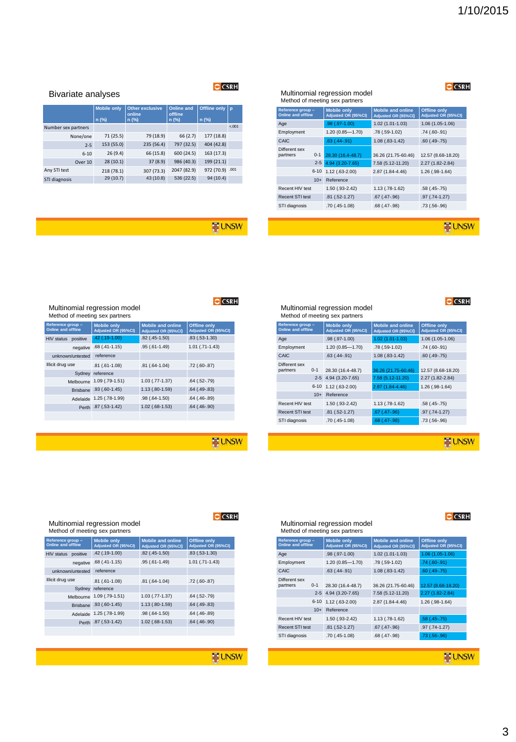## Bivariate analyses

| | Mobile only n (%) | Other exclusive online n (%) | Online and offline n (%) | Offline only n (%) | p |
|---|---|---|---|---|---|
| Number sex partners | | | | | <.001 |
| None/one | 71 (25.5) | 79 (18.9) | 66 (2.7) | 177 (18.8) | |
| 2-5 | 153 (55.0) | 235 (56.4) | 797 (32.5) | 404 (42.8) | |
| 6-10 | 26 (9.4) | 66 (15.8) | 600 (24.5) | 163 (17.3) | |
| Over 10 | 28 (10.1) | 37 (8.9) | 986 (40.3) | 199 (21.1) | |
| Any STI test | 218 (78.1) | 307 (73.3) | 2047 (82.9) | 972 (70.9) | .001 |
| STI diagnosis | 29 (10.7) | 43 (10.8) | 536 (22.5) | 94 (10.4) | |

## Multinomial regression model

Method of meeting sex partners

| Reference group – Online and offline | | Mobile only Adjusted OR (95%CI) | Mobile and online Adjusted OR (95%CI) | Offline only Adjusted OR (95%CI) |
|---|---|---|---|---|
| Age | | .98 (.97-1.00) | 1.02 (1.01-1.03) | 1.06 (1.05-1.06) |
| Employment | | 1.20 (0.85—1.70) | .78 (.59-1.02) | .74 (.60-.91) |
| CAIC | | .63 (.44-.91) | 1.08 (.83-1.42) | .60 (.49-.75) |
| Different sex partners | 0-1 | 28.30 (16.4-48.7) | 36.26 (21.75-60.46) | 12.57 (8.68-18.20) |
| | 2-5 | 4.94 (3.20-7.65) | 7.58 (5.12-11.20) | 2.27 (1.82-2.84) |
| | 6-10 | 1.12 (.63-2.00) | 2.87 (1.84-4.46) | 1.26 (.98-1.64) |
| | 10+ | Reference | | |
| Recent HIV test | | 1.50 (.93-2.42) | 1.13 (.78-1.62) | .58 (.45-.75) |
| Recent STI test | | .81 (.52-1.27) | .67 (.47-.96) | .97 (.74-1.27) |
| STI diagnosis | | .70 (.45-1.08) | .68 (.47-.98) | .73 (.56-.96) |

## Multinomial regression model

Method of meeting sex partners

| Reference group – Online and offline | | Mobile only Adjusted OR (95%CI) | Mobile and online Adjusted OR (95%CI) | Offline only Adjusted OR (95%CI) |
|---|---|---|---|---|
| HIV status | positive | .42 (.19-1.00) | .82 (.45-1.50) | .83 (.53-1.30) |
| | negative | .68 (.41-1.15) | .95 (.61-1.49) | 1.01 (.71-1.43) |
| | unknown/untested | reference | | |
| Illicit drug use | | .81 (.61-1.08) | .81 (.64-1.04) | .72 (.60-.87) |
| | Sydney | reference | | |
| | Melbourne | 1.09 (.79-1.51) | 1.03 (.77-1.37) | .64 (.52-.79) |
| | Brisbane | .93 (.60-1.45) | 1.13 (.80-1.59) | .64 (.49-.83) |
| | Adelaide | 1.25 (.78-1.99) | .98 (.64-1.50) | .64 (.46-.89) |
| | Perth | .87 (.53-1.42) | 1.02 (.68-1.53) | .64 (.46-.90) |

## Multinomial regression model

Method of meeting sex partners

| Reference group – Online and offline | | Mobile only Adjusted OR (95%CI) | Mobile and online Adjusted OR (95%CI) | Offline only Adjusted OR (95%CI) |
|---|---|---|---|---|
| Age | | .98 (.97-1.00) | 1.02 (1.01-1.03) | 1.06 (1.05-1.06) |
| Employment | | 1.20 (0.85—1.70) | .78 (.59-1.02) | .74 (.60-.91) |
| CAIC | | .63 (.44-.91) | 1.08 (.83-1.42) | .60 (.49-.75) |
| Different sex partners | 0-1 | 28.30 (16.4-48.7) | 36.26 (21.75-60.46) | 12.57 (8.68-18.20) |
| | 2-5 | 4.94 (3.20-7.65) | 7.58 (5.12-11.20) | 2.27 (1.82-2.84) |
| | 6-10 | 1.12 (.63-2.00) | 2.87 (1.84-4.46) | 1.26 (.98-1.64) |
| | 10+ | Reference | | |
| Recent HIV test | | 1.50 (.93-2.42) | 1.13 (.78-1.62) | .58 (.45-.75) |
| Recent STI test | | .81 (.52-1.27) | .67 (.47-.96) | .97 (.74-1.27) |
| STI diagnosis | | .70 (.45-1.08) | .68 (.47-.98) | .73 (.56-.96) |

## Multinomial regression model

Method of meeting sex partners

| Reference group – Online and offline | | Mobile only Adjusted OR (95%CI) | Mobile and online Adjusted OR (95%CI) | Offline only Adjusted OR (95%CI) |
|---|---|---|---|---|
| HIV status | positive | .42 (.19-1.00) | .82 (.45-1.50) | .83 (.53-1.30) |
| | negative | .68 (.41-1.15) | .95 (.61-1.49) | 1.01 (.71-1.43) |
| | unknown/untested | reference | | |
| Illicit drug use | | .81 (.61-1.08) | .81 (.64-1.04) | .72 (.60-.87) |
| | Sydney | reference | | |
| | Melbourne | 1.09 (.79-1.51) | 1.03 (.77-1.37) | .64 (.52-.79) |
| | Brisbane | .93 (.60-1.45) | 1.13 (.80-1.59) | .64 (.49-.83) |
| | Adelaide | 1.25 (.78-1.99) | .98 (.64-1.50) | .64 (.46-.89) |
| | Perth | .87 (.53-1.42) | 1.02 (.68-1.53) | .64 (.46-.90) |

## Multinomial regression model

Method of meeting sex partners

| Reference group – Online and offline | | Mobile only Adjusted OR (95%CI) | Mobile and online Adjusted OR (95%CI) | Offline only Adjusted OR (95%CI) |
|---|---|---|---|---|
| Age | | .98 (.97-1.00) | 1.02 (1.01-1.03) | 1.06 (1.05-1.06) |
| Employment | | 1.20 (0.85—1.70) | .78 (.59-1.02) | .74 (.60-.91) |
| CAIC | | .63 (.44-.91) | 1.08 (.83-1.42) | .60 (.49-.75) |
| Different sex partners | 0-1 | 28.30 (16.4-48.7) | 36.26 (21.75-60.46) | 12.57 (8.68-18.20) |
| | 2-5 | 4.94 (3.20-7.65) | 7.58 (5.12-11.20) | 2.27 (1.82-2.84) |
| | 6-10 | 1.12 (.63-2.00) | 2.87 (1.84-4.46) | 1.26 (.98-1.64) |
| | 10+ | Reference | | |
| Recent HIV test | | 1.50 (.93-2.42) | 1.13 (.78-1.62) | .58 (.45-.75) |
| Recent STI test | | .81 (.52-1.27) | .67 (.47-.96) | .97 (.74-1.27) |
| STI diagnosis | | .70 (.45-1.08) | .68 (.47-.98) | .73 (.56-.96) |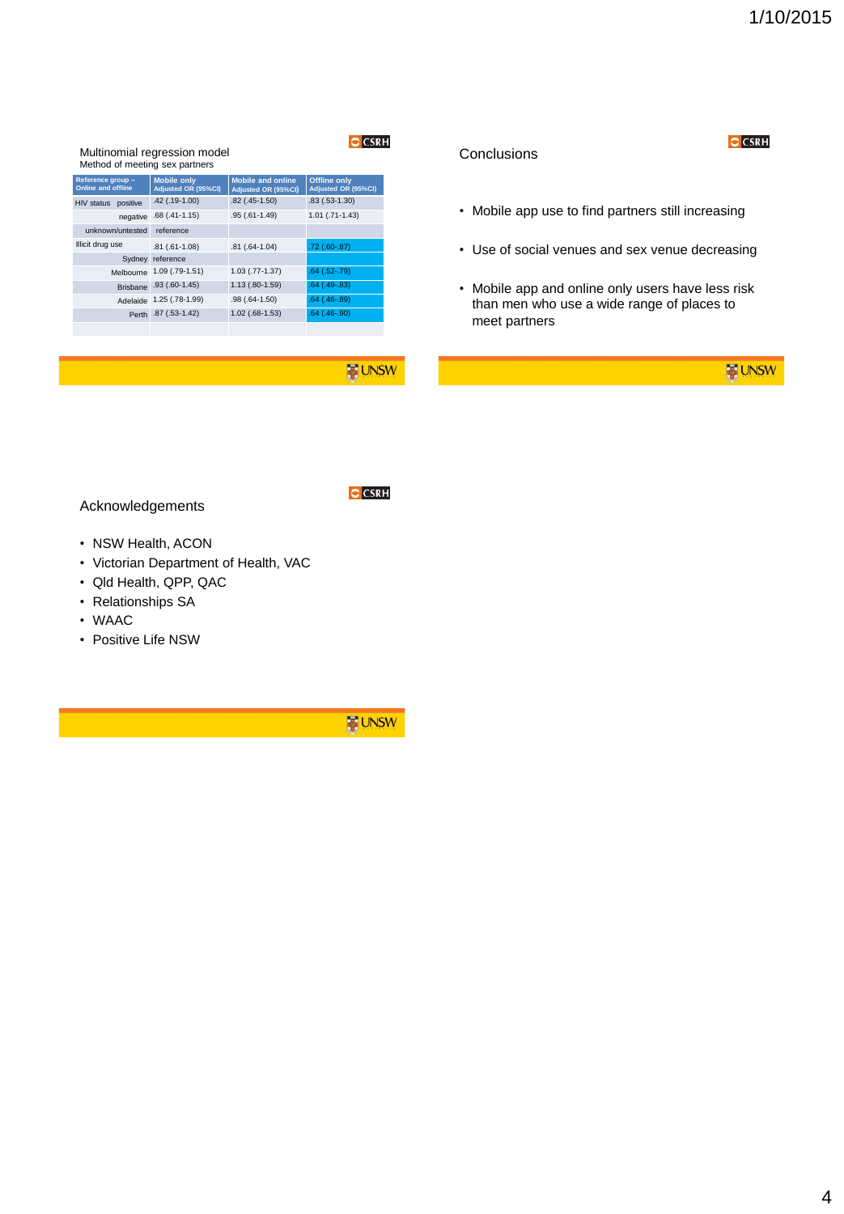## Multinomial regression model

Method of meeting sex partners

| Reference group – Online and offline | | Mobile only Adjusted OR (95%CI) | Mobile and online Adjusted OR (95%CI) | Offline only Adjusted OR (95%CI) |
|---|---|---|---|---|
| HIV status | positive | .42 (.19-1.00) | .82 (.45-1.50) | .83 (.53-1.30) |
| | negative | .68 (.41-1.15) | .95 (.61-1.49) | 1.01 (.71-1.43) |
| | unknown/untested | reference | | |
| Illicit drug use | | .81 (.61-1.08) | .81 (.64-1.04) | .72 (.60-.87) |
| | Sydney | reference | | |
| | Melbourne | 1.09 (.79-1.51) | 1.03 (.77-1.37) | .64 (.52-.79) |
| | Brisbane | .93 (.60-1.45) | 1.13 (.80-1.59) | .64 (.49-.83) |
| | Adelaide | 1.25 (.78-1.99) | .98 (.64-1.50) | .64 (.46-.89) |
| | Perth | .87 (.53-1.42) | 1.02 (.68-1.53) | .64 (.46-.90) |

## Conclusions

- Mobile app use to find partners still increasing
- Use of social venues and sex venue decreasing
- Mobile app and online only users have less risk than men who use a wide range of places to meet partners

## Acknowledgements

- NSW Health, ACON
- Victorian Department of Health, VAC
- Qld Health, QPP, QAC
- Relationships SA
- WAAC
- Positive Life NSW